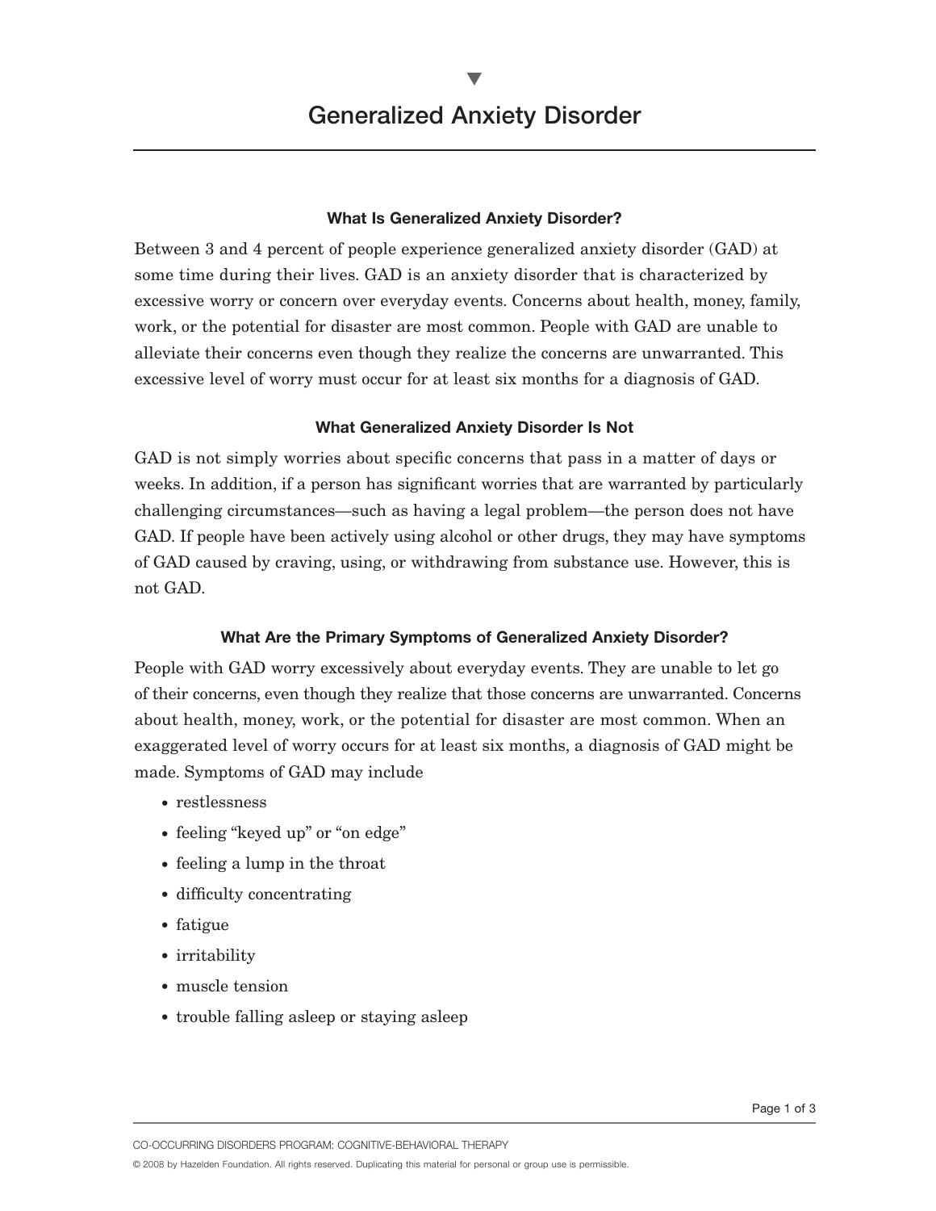# Generalized Anxiety Disorder

### What Is Generalized Anxiety Disorder?

Between 3 and 4 percent of people experience generalized anxiety disorder (GAD) at some time during their lives. GAD is an anxiety disorder that is characterized by excessive worry or concern over everyday events. Concerns about health, money, family, work, or the potential for disaster are most common. People with GAD are unable to alleviate their concerns even though they realize the concerns are unwarranted. This excessive level of worry must occur for at least six months for a diagnosis of GAD.

### What Generalized Anxiety Disorder Is Not

GAD is not simply worries about specific concerns that pass in a matter of days or weeks. In addition, if a person has significant worries that are warranted by particularly challenging circumstances—such as having a legal problem—the person does not have GAD. If people have been actively using alcohol or other drugs, they may have symptoms of GAD caused by craving, using, or withdrawing from substance use. However, this is not GAD.

### What Are the Primary Symptoms of Generalized Anxiety Disorder?

People with GAD worry excessively about everyday events. They are unable to let go of their concerns, even though they realize that those concerns are unwarranted. Concerns about health, money, work, or the potential for disaster are most common. When an exaggerated level of worry occurs for at least six months, a diagnosis of GAD might be made. Symptoms of GAD may include

- restlessness
- feeling "keyed up" or "on edge"
- feeling a lump in the throat
- difficulty concentrating
- fatigue
- irritability
- muscle tension
- trouble falling asleep or staying asleep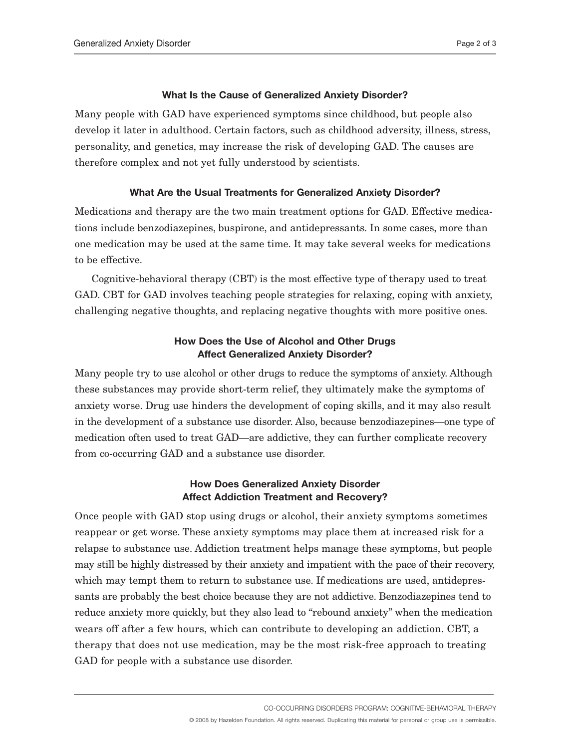### What Is the Cause of Generalized Anxiety Disorder?

Many people with GAD have experienced symptoms since childhood, but people also develop it later in adulthood. Certain factors, such as childhood adversity, illness, stress, personality, and genetics, may increase the risk of developing GAD. The causes are therefore complex and not yet fully understood by scientists.

### What Are the Usual Treatments for Generalized Anxiety Disorder?

Medications and therapy are the two main treatment options for GAD. Effective medications include benzodiazepines, buspirone, and antidepressants. In some cases, more than one medication may be used at the same time. It may take several weeks for medications to be effective.

Cognitive-behavioral therapy (CBT) is the most effective type of therapy used to treat GAD. CBT for GAD involves teaching people strategies for relaxing, coping with anxiety, challenging negative thoughts, and replacing negative thoughts with more positive ones.

### How Does the Use of Alcohol and Other Drugs Affect Generalized Anxiety Disorder?

Many people try to use alcohol or other drugs to reduce the symptoms of anxiety. Although these substances may provide short-term relief, they ultimately make the symptoms of anxiety worse. Drug use hinders the development of coping skills, and it may also result in the development of a substance use disorder. Also, because benzodiazepines—one type of medication often used to treat GAD—are addictive, they can further complicate recovery from co-occurring GAD and a substance use disorder.

### How Does Generalized Anxiety Disorder Affect Addiction Treatment and Recovery?

Once people with GAD stop using drugs or alcohol, their anxiety symptoms sometimes reappear or get worse. These anxiety symptoms may place them at increased risk for a relapse to substance use. Addiction treatment helps manage these symptoms, but people may still be highly distressed by their anxiety and impatient with the pace of their recovery, which may tempt them to return to substance use. If medications are used, antidepressants are probably the best choice because they are not addictive. Benzodiazepines tend to reduce anxiety more quickly, but they also lead to "rebound anxiety" when the medication wears off after a few hours, which can contribute to developing an addiction. CBT, a therapy that does not use medication, may be the most risk-free approach to treating GAD for people with a substance use disorder.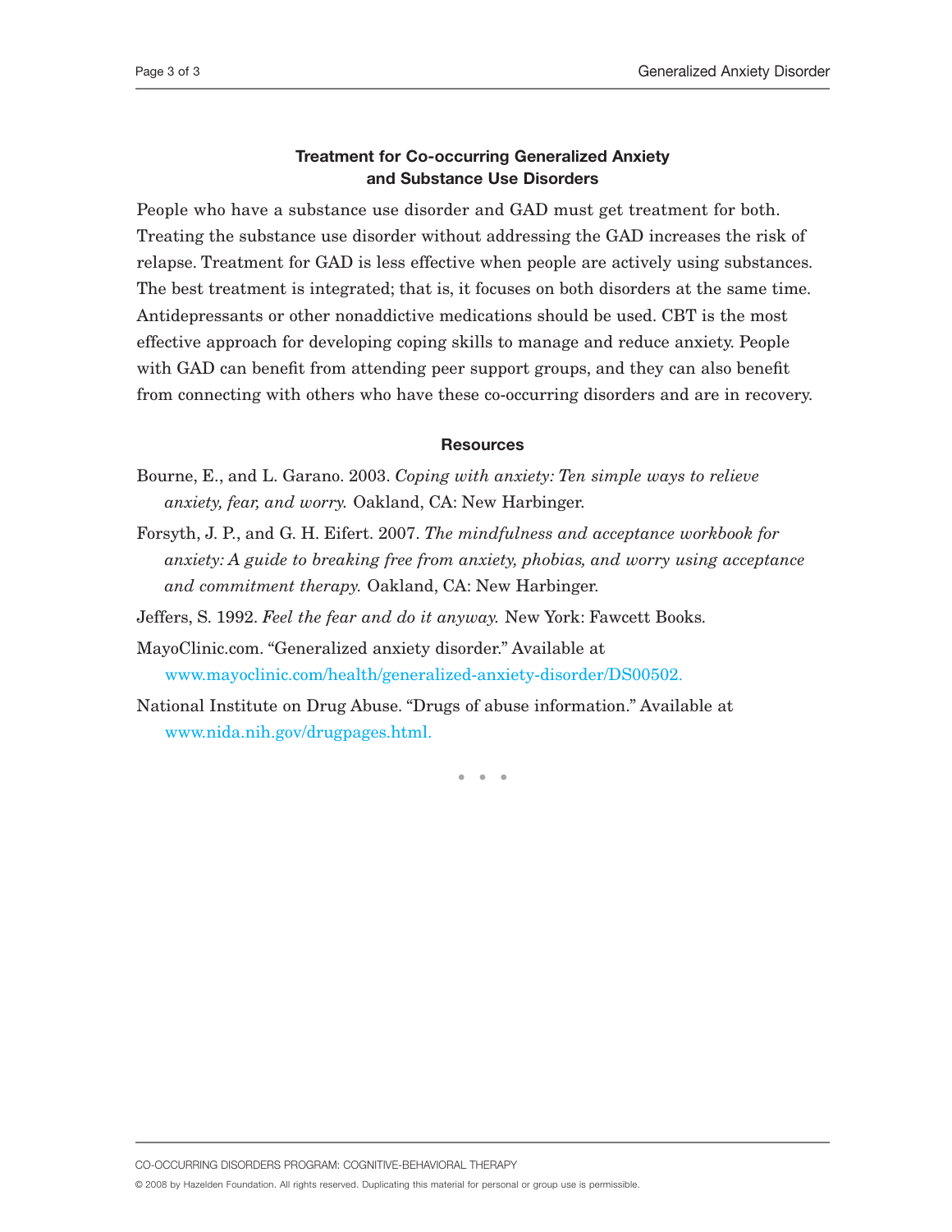## Treatment for Co-occurring Generalized Anxiety and Substance Use Disorders

People who have a substance use disorder and GAD must get treatment for both. Treating the substance use disorder without addressing the GAD increases the risk of relapse. Treatment for GAD is less effective when people are actively using substances. The best treatment is integrated; that is, it focuses on both disorders at the same time. Antidepressants or other nonaddictive medications should be used. CBT is the most effective approach for developing coping skills to manage and reduce anxiety. People with GAD can benefit from attending peer support groups, and they can also benefit from connecting with others who have these co-occurring disorders and are in recovery.

## Resources

Bourne, E., and L. Garano. 2003. *Coping with anxiety: Ten simple ways to relieve anxiety, fear, and worry.* Oakland, CA: New Harbinger.

Forsyth, J. P., and G. H. Eifert. 2007. *The mindfulness and acceptance workbook for anxiety: A guide to breaking free from anxiety, phobias, and worry using acceptance and commitment therapy.* Oakland, CA: New Harbinger.

Jeffers, S. 1992. *Feel the fear and do it anyway.* New York: Fawcett Books.

MayoClinic.com. "Generalized anxiety disorder." Available at www.mayoclinic.com/health/generalized-anxiety-disorder/DS00502.

National Institute on Drug Abuse. "Drugs of abuse information." Available at www.nida.nih.gov/drugpages.html.

• • •

CO-OCCURRING DISORDERS PROGRAM: COGNITIVE-BEHAVIORAL THERAPY

© 2008 by Hazelden Foundation. All rights reserved. Duplicating this material for personal or group use is permissible.